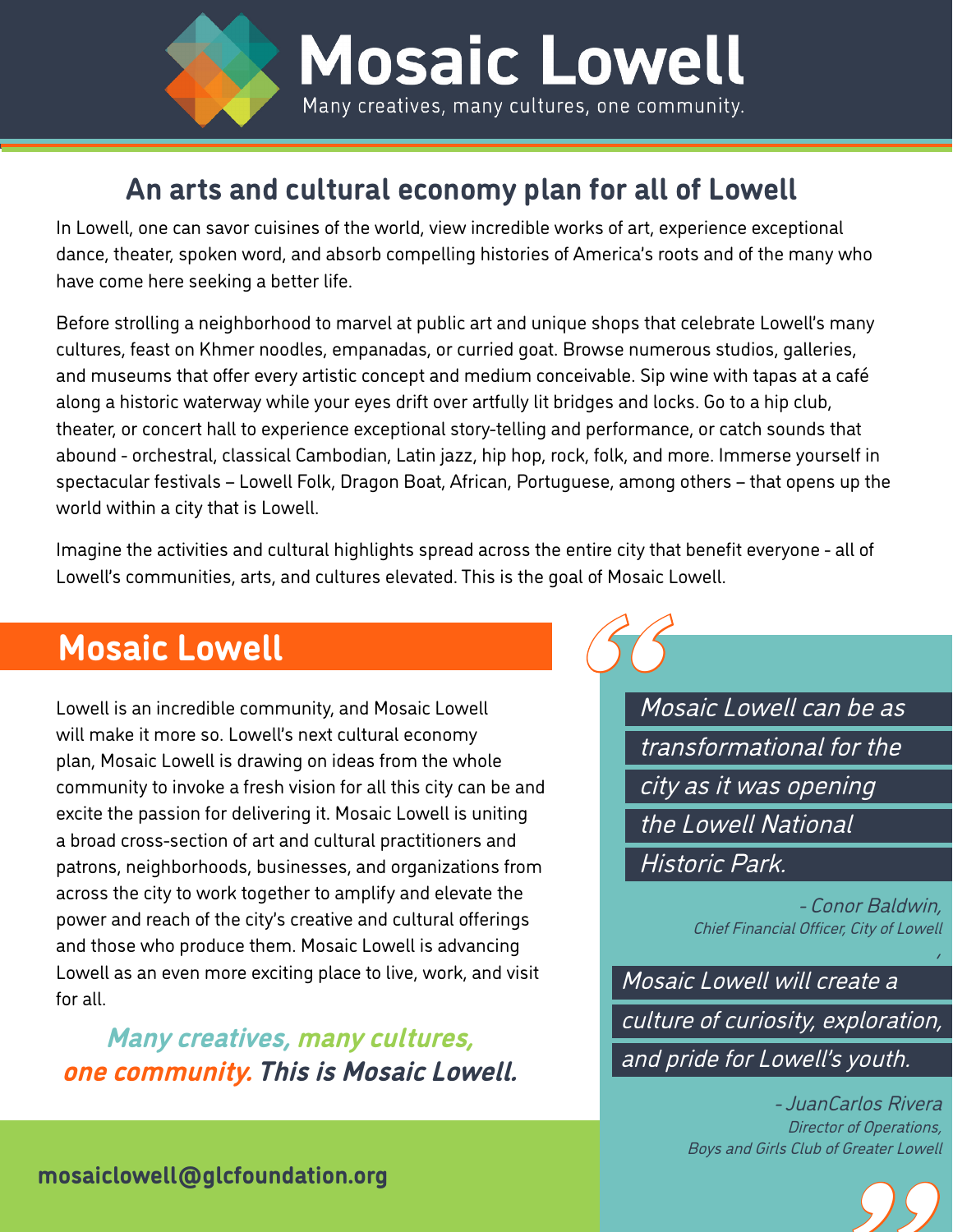# Mosaic Lowell

Many creatives, many cultures, one community.

## An arts and cultural economy plan for all of Lowell

In Lowell, one can savor cuisines of the world, view incredible works of art, experience exceptional dance, theater, spoken word, and absorb compelling histories of America's roots and of the many who have come here seeking a better life.

Before strolling a neighborhood to marvel at public art and unique shops that celebrate Lowell's many cultures, feast on Khmer noodles, empanadas, or curried goat. Browse numerous studios, galleries, and museums that offer every artistic concept and medium conceivable. Sip wine with tapas at a café along a historic waterway while your eyes drift over artfully lit bridges and locks. Go to a hip club, theater, or concert hall to experience exceptional story-telling and performance, or catch sounds that abound - orchestral, classical Cambodian, Latin jazz, hip hop, rock, folk, and more. Immerse yourself in spectacular festivals – Lowell Folk, Dragon Boat, African, Portuguese, among others – that opens up the world within a city that is Lowell.

Imagine the activities and cultural highlights spread across the entire city that benefit everyone - all of Lowell's communities, arts, and cultures elevated. This is the goal of Mosaic Lowell.

## Mosaic Lowell

Lowell is an incredible community, and Mosaic Lowell will make it more so. Lowell's next cultural economy plan, Mosaic Lowell is drawing on ideas from the whole community to invoke a fresh vision for all this city can be and excite the passion for delivering it. Mosaic Lowell is uniting a broad cross-section of art and cultural practitioners and patrons, neighborhoods, businesses, and organizations from across the city to work together to amplify and elevate the power and reach of the city's creative and cultural offerings and those who produce them. Mosaic Lowell is advancing Lowell as an even more exciting place to live, work, and visit for all.

***Many creatives, many cultures, one community. This is Mosaic Lowell.***

> *Mosaic Lowell can be as transformational for the city as it was opening the Lowell National Historic Park.*
>
> *- Conor Baldwin, Chief Financial Officer, City of Lowell*

> *Mosaic Lowell will create a culture of curiosity, exploration, and pride for Lowell's youth.*
>
> *- JuanCarlos Rivera, Director of Operations, Boys and Girls Club of Greater Lowell*

**mosaiclowell@glcfoundation.org**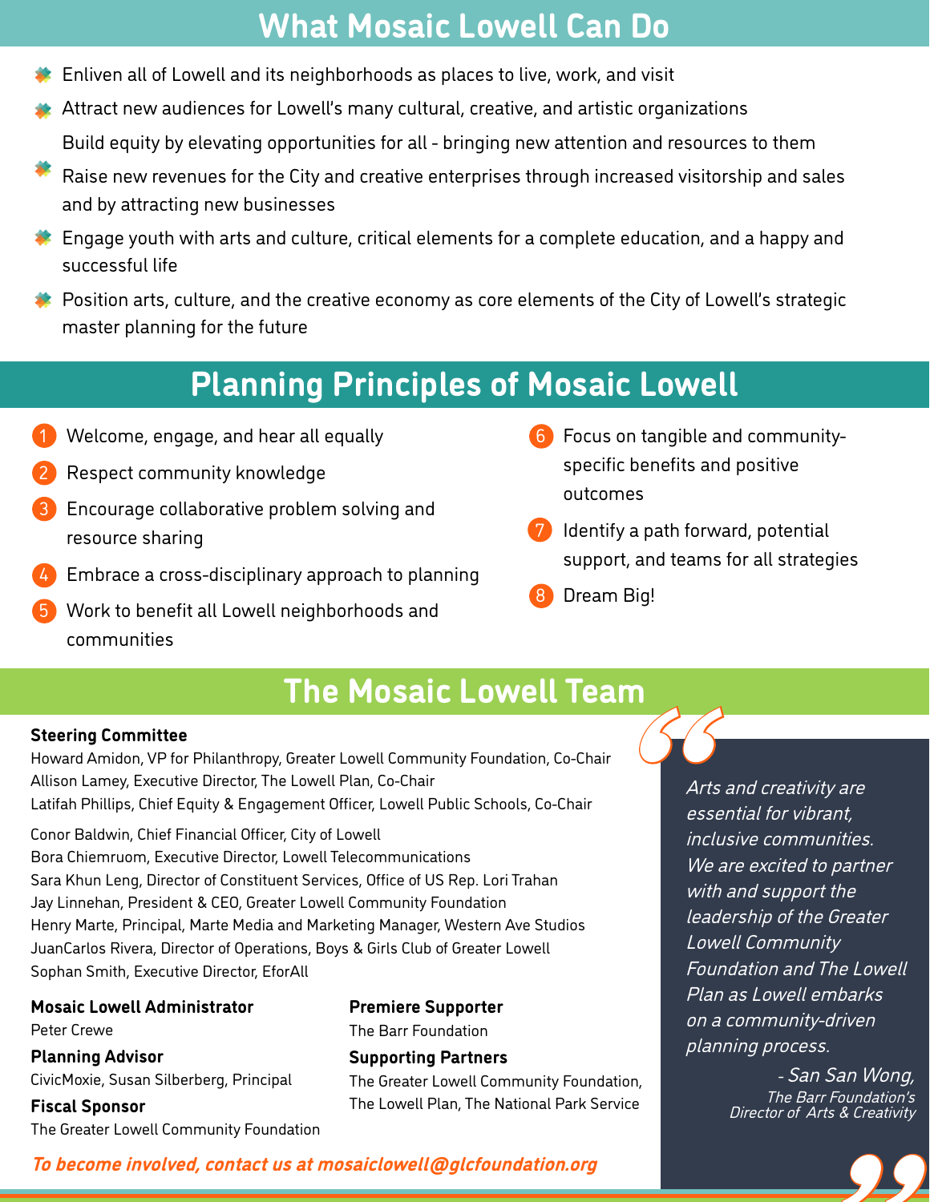## What Mosaic Lowell Can Do

- Enliven all of Lowell and its neighborhoods as places to live, work, and visit
- Attract new audiences for Lowell's many cultural, creative, and artistic organizations
  Build equity by elevating opportunities for all - bringing new attention and resources to them
- Raise new revenues for the City and creative enterprises through increased visitorship and sales and by attracting new businesses
- Engage youth with arts and culture, critical elements for a complete education, and a happy and successful life
- Position arts, culture, and the creative economy as core elements of the City of Lowell's strategic master planning for the future

## Planning Principles of Mosaic Lowell

1. Welcome, engage, and hear all equally
2. Respect community knowledge
3. Encourage collaborative problem solving and resource sharing
4. Embrace a cross-disciplinary approach to planning
5. Work to benefit all Lowell neighborhoods and communities
6. Focus on tangible and community-specific benefits and positive outcomes
7. Identify a path forward, potential support, and teams for all strategies
8. Dream Big!

## The Mosaic Lowell Team

**Steering Committee**

Howard Amidon, VP for Philanthropy, Greater Lowell Community Foundation, Co-Chair
Allison Lamey, Executive Director, The Lowell Plan, Co-Chair
Latifah Phillips, Chief Equity & Engagement Officer, Lowell Public Schools, Co-Chair

Conor Baldwin, Chief Financial Officer, City of Lowell
Bora Chiemruom, Executive Director, Lowell Telecommunications
Sara Khun Leng, Director of Constituent Services, Office of US Rep. Lori Trahan
Jay Linnehan, President & CEO, Greater Lowell Community Foundation
Henry Marte, Principal, Marte Media and Marketing Manager, Western Ave Studios
JuanCarlos Rivera, Director of Operations, Boys & Girls Club of Greater Lowell
Sophan Smith, Executive Director, EforAll

**Mosaic Lowell Administrator**
Peter Crewe

**Planning Advisor**
CivicMoxie, Susan Silberberg, Principal

**Fiscal Sponsor**
The Greater Lowell Community Foundation

**Premiere Supporter**
The Barr Foundation

**Supporting Partners**
The Greater Lowell Community Foundation, The Lowell Plan, The National Park Service

*Arts and creativity are essential for vibrant, inclusive communities. We are excited to partner with and support the leadership of the Greater Lowell Community Foundation and The Lowell Plan as Lowell embarks on a community-driven planning process.*

*- San San Wong,*
*The Barr Foundation's Director of Arts & Creativity*

***To become involved, contact us at mosaiclowell@glcfoundation.org***